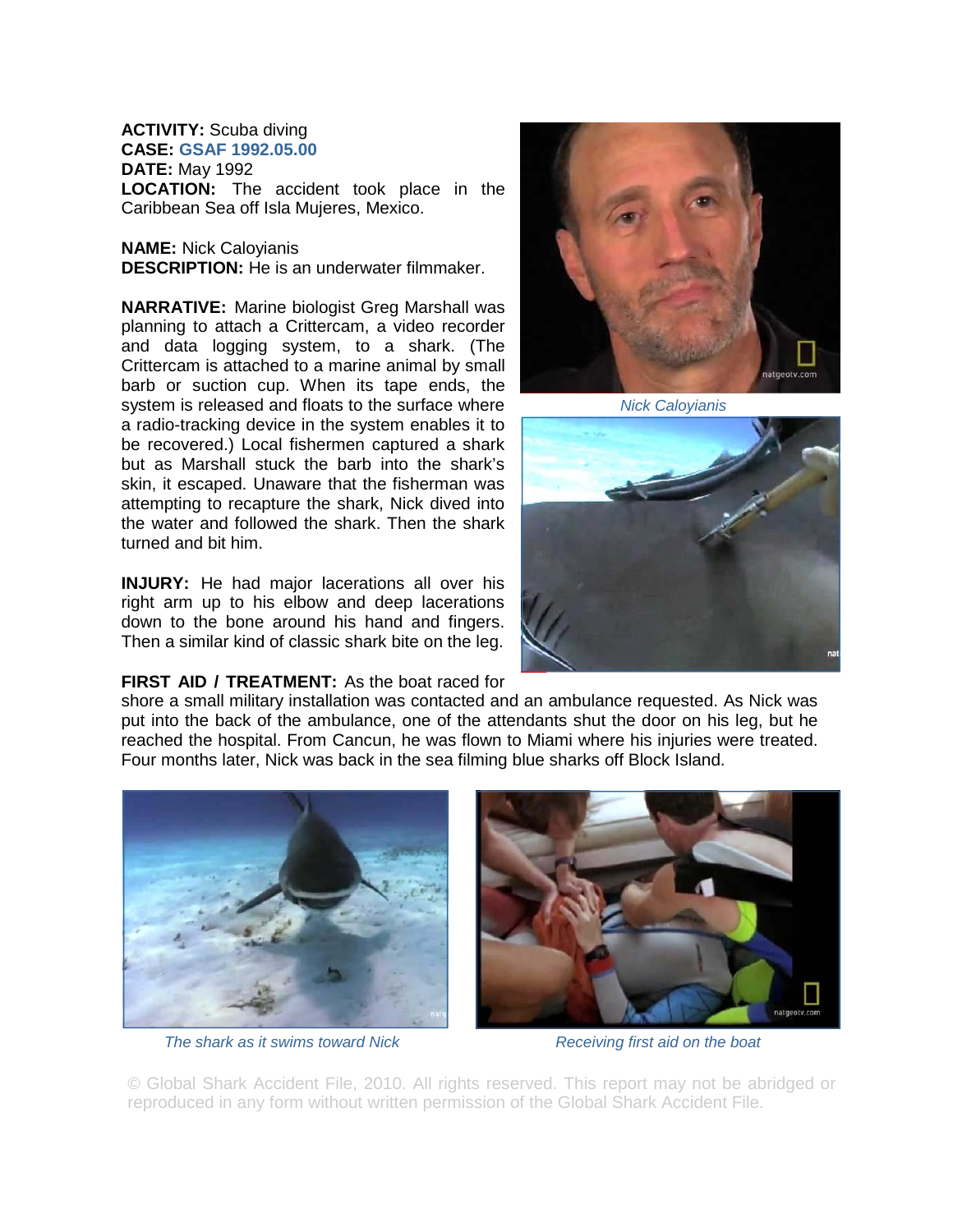**ACTIVITY:** Scuba diving
**CASE:** GSAF 1992.05.00
**DATE:** May 1992
**LOCATION:** The accident took place in the Caribbean Sea off Isla Mujeres, Mexico.

**NAME:** Nick Caloyianis
**DESCRIPTION:** He is an underwater filmmaker.

**NARRATIVE:** Marine biologist Greg Marshall was planning to attach a Crittercam, a video recorder and data logging system, to a shark. (The Crittercam is attached to a marine animal by small barb or suction cup. When its tape ends, the system is released and floats to the surface where a radio-tracking device in the system enables it to be recovered.) Local fishermen captured a shark but as Marshall stuck the barb into the shark's skin, it escaped. Unaware that the fisherman was attempting to recapture the shark, Nick dived into the water and followed the shark. Then the shark turned and bit him.

**INJURY:** He had major lacerations all over his right arm up to his elbow and deep lacerations down to the bone around his hand and fingers. Then a similar kind of classic shark bite on the leg.

**FIRST AID / TREATMENT:** As the boat raced for shore a small military installation was contacted and an ambulance requested. As Nick was put into the back of the ambulance, one of the attendants shut the door on his leg, but he reached the hospital. From Cancun, he was flown to Miami where his injuries were treated. Four months later, Nick was back in the sea filming blue sharks off Block Island.

*Nick Caloyianis*

*The shark as it swims toward Nick*

*Receiving first aid on the boat*

© Global Shark Accident File, 2010. All rights reserved. This report may not be abridged or reproduced in any form without written permission of the Global Shark Accident File.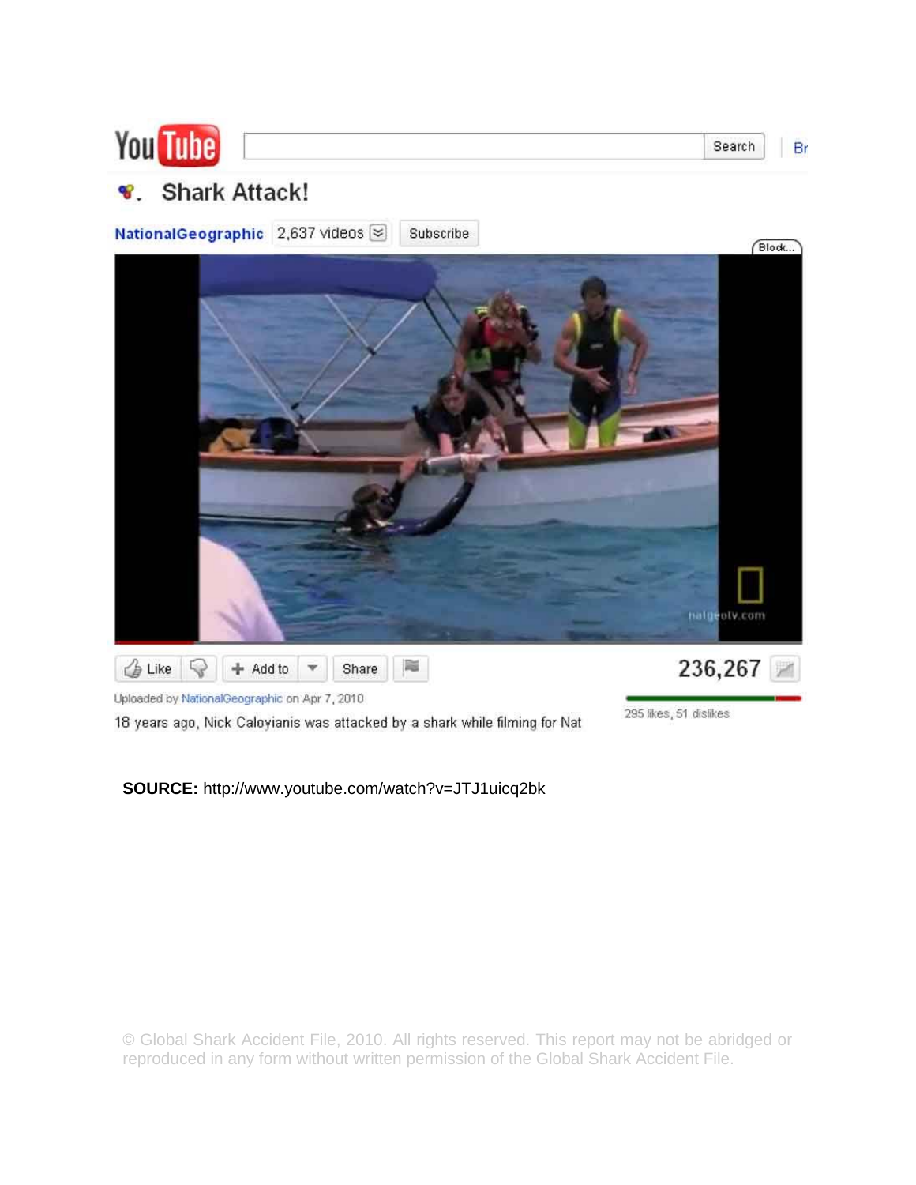YouTube

# Shark Attack!

NationalGeographic 2,637 videos Subscribe

Like | Add to | Share

236,267

Uploaded by NationalGeographic on Apr 7, 2010

18 years ago, Nick Caloyianis was attacked by a shark while filming for Nat

295 likes, 51 dislikes

**SOURCE:** http://www.youtube.com/watch?v=JTJ1uicq2bk

© Global Shark Accident File, 2010. All rights reserved. This report may not be abridged or reproduced in any form without written permission of the Global Shark Accident File.